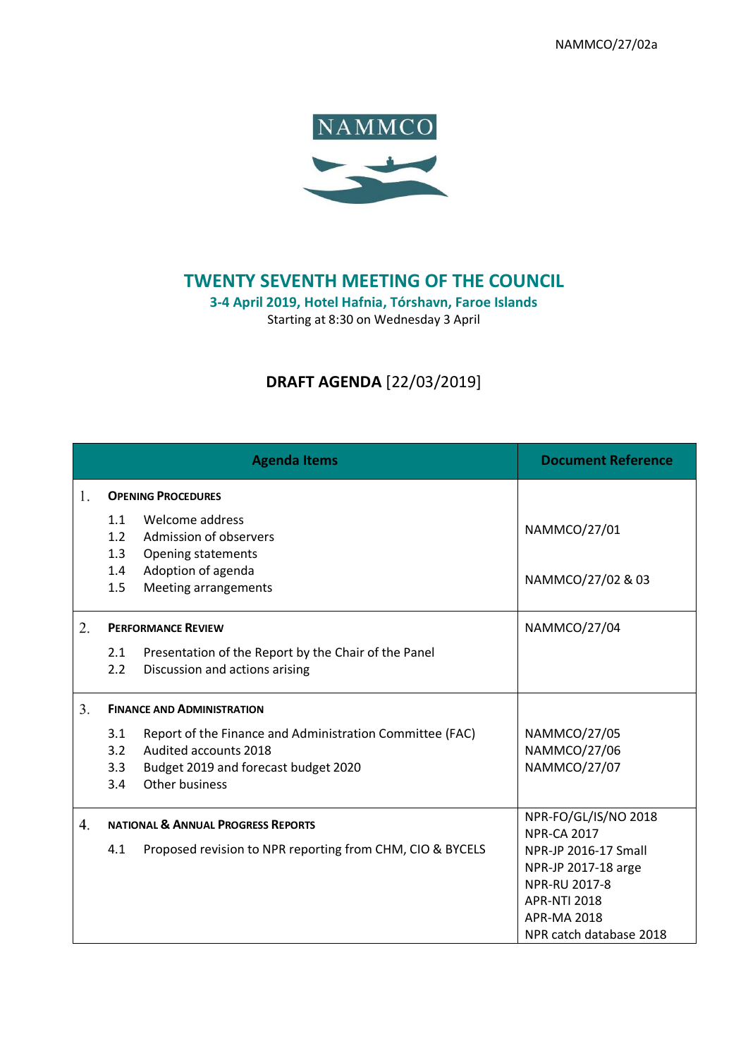NAMMCO/27/02a

NAMMCO

# TWENTY SEVENTH MEETING OF THE COUNCIL

**3-4 April 2019, Hotel Hafnia, Tórshavn, Faroe Islands**

Starting at 8:30 on Wednesday 3 April

## DRAFT AGENDA [22/03/2019]

| Agenda Items | Document Reference |
|---|---|
| 1. **OPENING PROCEDURES**<br>1.1 Welcome address<br>1.2 Admission of observers<br>1.3 Opening statements<br>1.4 Adoption of agenda<br>1.5 Meeting arrangements | NAMMCO/27/01<br><br>NAMMCO/27/02 & 03 |
| 2. **PERFORMANCE REVIEW**<br>2.1 Presentation of the Report by the Chair of the Panel<br>2.2 Discussion and actions arising | NAMMCO/27/04 |
| 3. **FINANCE AND ADMINISTRATION**<br>3.1 Report of the Finance and Administration Committee (FAC)<br>3.2 Audited accounts 2018<br>3.3 Budget 2019 and forecast budget 2020<br>3.4 Other business | NAMMCO/27/05<br>NAMMCO/27/06<br>NAMMCO/27/07 |
| 4. **NATIONAL & ANNUAL PROGRESS REPORTS**<br>4.1 Proposed revision to NPR reporting from CHM, CIO & BYCELS | NPR-FO/GL/IS/NO 2018<br>NPR-CA 2017<br>NPR-JP 2016-17 Small<br>NPR-JP 2017-18 arge<br>NPR-RU 2017-8<br>APR-NTI 2018<br>APR-MA 2018<br>NPR catch database 2018 |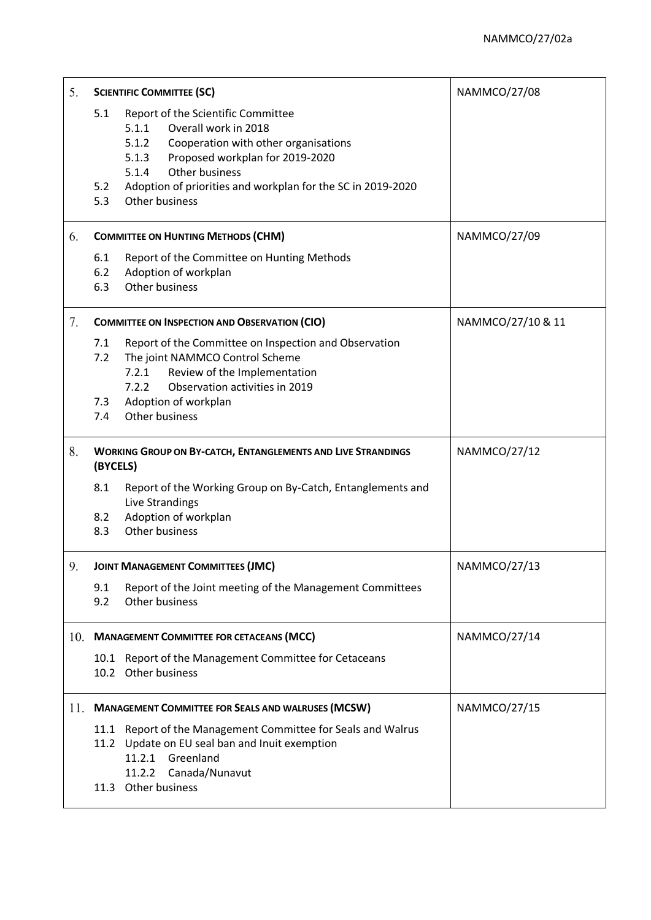| | | |
|---|---|---|
| 5. | **SCIENTIFIC COMMITTEE (SC)**<br><br>5.1 Report of the Scientific Committee<br>    5.1.1 Overall work in 2018<br>    5.1.2 Cooperation with other organisations<br>    5.1.3 Proposed workplan for 2019-2020<br>    5.1.4 Other business<br>5.2 Adoption of priorities and workplan for the SC in 2019-2020<br>5.3 Other business | NAMMCO/27/08 |
| 6. | **COMMITTEE ON HUNTING METHODS (CHM)**<br><br>6.1 Report of the Committee on Hunting Methods<br>6.2 Adoption of workplan<br>6.3 Other business | NAMMCO/27/09 |
| 7. | **COMMITTEE ON INSPECTION AND OBSERVATION (CIO)**<br><br>7.1 Report of the Committee on Inspection and Observation<br>7.2 The joint NAMMCO Control Scheme<br>    7.2.1 Review of the Implementation<br>    7.2.2 Observation activities in 2019<br>7.3 Adoption of workplan<br>7.4 Other business | NAMMCO/27/10 & 11 |
| 8. | **WORKING GROUP ON BY-CATCH, ENTANGLEMENTS AND LIVE STRANDINGS (BYCELS)**<br><br>8.1 Report of the Working Group on By-Catch, Entanglements and Live Strandings<br>8.2 Adoption of workplan<br>8.3 Other business | NAMMCO/27/12 |
| 9. | **JOINT MANAGEMENT COMMITTEES (JMC)**<br><br>9.1 Report of the Joint meeting of the Management Committees<br>9.2 Other business | NAMMCO/27/13 |
| 10. | **MANAGEMENT COMMITTEE FOR CETACEANS (MCC)**<br><br>10.1 Report of the Management Committee for Cetaceans<br>10.2 Other business | NAMMCO/27/14 |
| 11. | **MANAGEMENT COMMITTEE FOR SEALS AND WALRUSES (MCSW)**<br><br>11.1 Report of the Management Committee for Seals and Walrus<br>11.2 Update on EU seal ban and Inuit exemption<br>    11.2.1 Greenland<br>    11.2.2 Canada/Nunavut<br>11.3 Other business | NAMMCO/27/15 |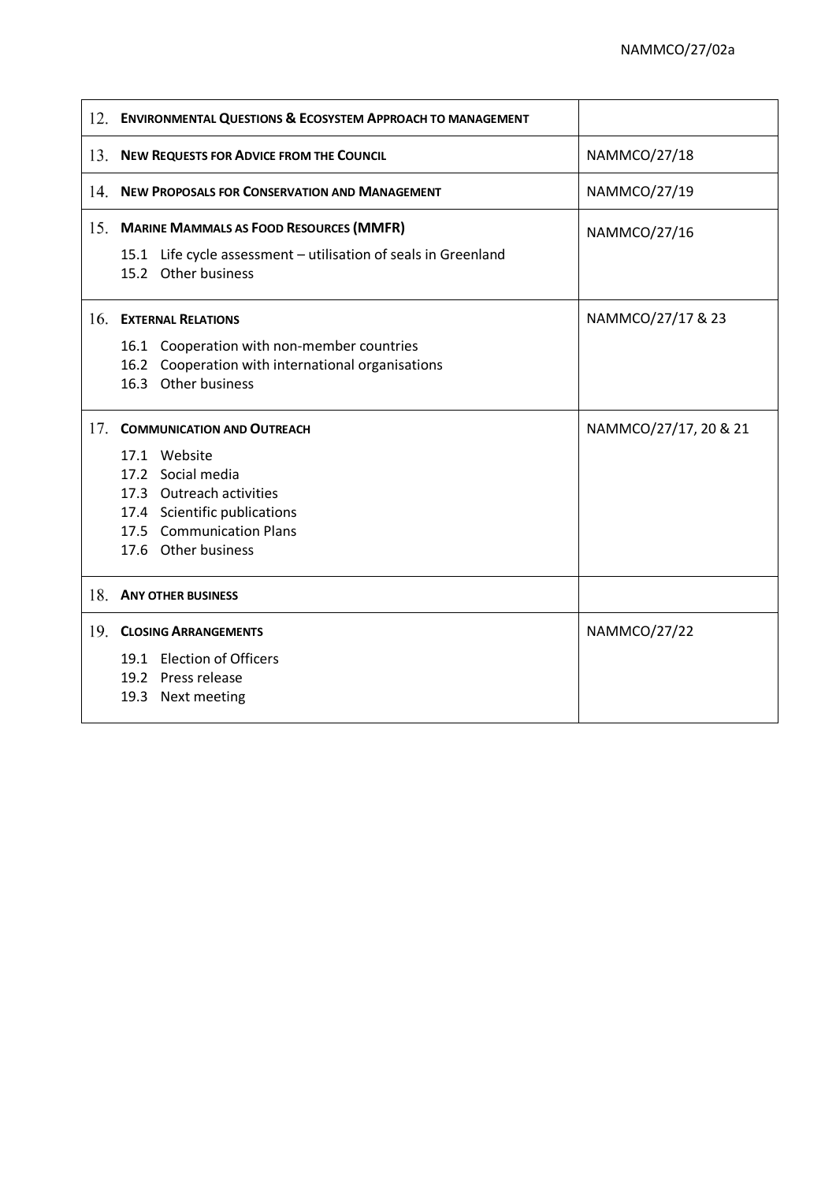| | |
|---|---|
| 12. **ENVIRONMENTAL QUESTIONS & ECOSYSTEM APPROACH TO MANAGEMENT** | |
| 13. **NEW REQUESTS FOR ADVICE FROM THE COUNCIL** | NAMMCO/27/18 |
| 14. **NEW PROPOSALS FOR CONSERVATION AND MANAGEMENT** | NAMMCO/27/19 |
| 15. **MARINE MAMMALS AS FOOD RESOURCES (MMFR)**<br>15.1 Life cycle assessment – utilisation of seals in Greenland<br>15.2 Other business | NAMMCO/27/16 |
| 16. **EXTERNAL RELATIONS**<br>16.1 Cooperation with non-member countries<br>16.2 Cooperation with international organisations<br>16.3 Other business | NAMMCO/27/17 & 23 |
| 17. **COMMUNICATION AND OUTREACH**<br>17.1 Website<br>17.2 Social media<br>17.3 Outreach activities<br>17.4 Scientific publications<br>17.5 Communication Plans<br>17.6 Other business | NAMMCO/27/17, 20 & 21 |
| 18. **ANY OTHER BUSINESS** | |
| 19. **CLOSING ARRANGEMENTS**<br>19.1 Election of Officers<br>19.2 Press release<br>19.3 Next meeting | NAMMCO/27/22 |